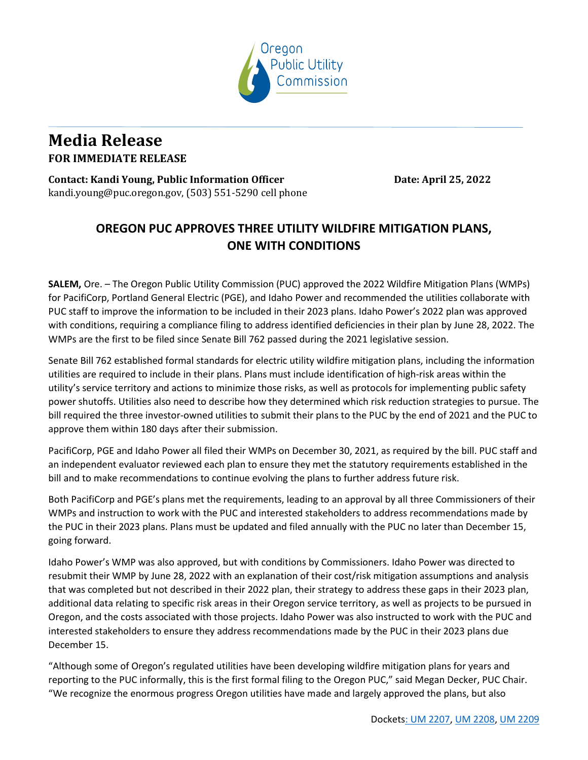Oregon Public Utility Commission

# Media Release

**FOR IMMEDIATE RELEASE**

**Contact: Kandi Young, Public Information Officer** **Date: April 25, 2022**
kandi.young@puc.oregon.gov, (503) 551-5290 cell phone

## OREGON PUC APPROVES THREE UTILITY WILDFIRE MITIGATION PLANS, ONE WITH CONDITIONS

**SALEM,** Ore. – The Oregon Public Utility Commission (PUC) approved the 2022 Wildfire Mitigation Plans (WMPs) for PacifiCorp, Portland General Electric (PGE), and Idaho Power and recommended the utilities collaborate with PUC staff to improve the information to be included in their 2023 plans. Idaho Power's 2022 plan was approved with conditions, requiring a compliance filing to address identified deficiencies in their plan by June 28, 2022. The WMPs are the first to be filed since Senate Bill 762 passed during the 2021 legislative session.

Senate Bill 762 established formal standards for electric utility wildfire mitigation plans, including the information utilities are required to include in their plans. Plans must include identification of high-risk areas within the utility's service territory and actions to minimize those risks, as well as protocols for implementing public safety power shutoffs. Utilities also need to describe how they determined which risk reduction strategies to pursue. The bill required the three investor-owned utilities to submit their plans to the PUC by the end of 2021 and the PUC to approve them within 180 days after their submission.

PacifiCorp, PGE and Idaho Power all filed their WMPs on December 30, 2021, as required by the bill. PUC staff and an independent evaluator reviewed each plan to ensure they met the statutory requirements established in the bill and to make recommendations to continue evolving the plans to further address future risk.

Both PacifiCorp and PGE's plans met the requirements, leading to an approval by all three Commissioners of their WMPs and instruction to work with the PUC and interested stakeholders to address recommendations made by the PUC in their 2023 plans. Plans must be updated and filed annually with the PUC no later than December 15, going forward.

Idaho Power's WMP was also approved, but with conditions by Commissioners. Idaho Power was directed to resubmit their WMP by June 28, 2022 with an explanation of their cost/risk mitigation assumptions and analysis that was completed but not described in their 2022 plan, their strategy to address these gaps in their 2023 plan, additional data relating to specific risk areas in their Oregon service territory, as well as projects to be pursued in Oregon, and the costs associated with those projects. Idaho Power was also instructed to work with the PUC and interested stakeholders to ensure they address recommendations made by the PUC in their 2023 plans due December 15.

"Although some of Oregon's regulated utilities have been developing wildfire mitigation plans for years and reporting to the PUC informally, this is the first formal filing to the Oregon PUC," said Megan Decker, PUC Chair. "We recognize the enormous progress Oregon utilities have made and largely approved the plans, but also

Dockets: UM 2207, UM 2208, UM 2209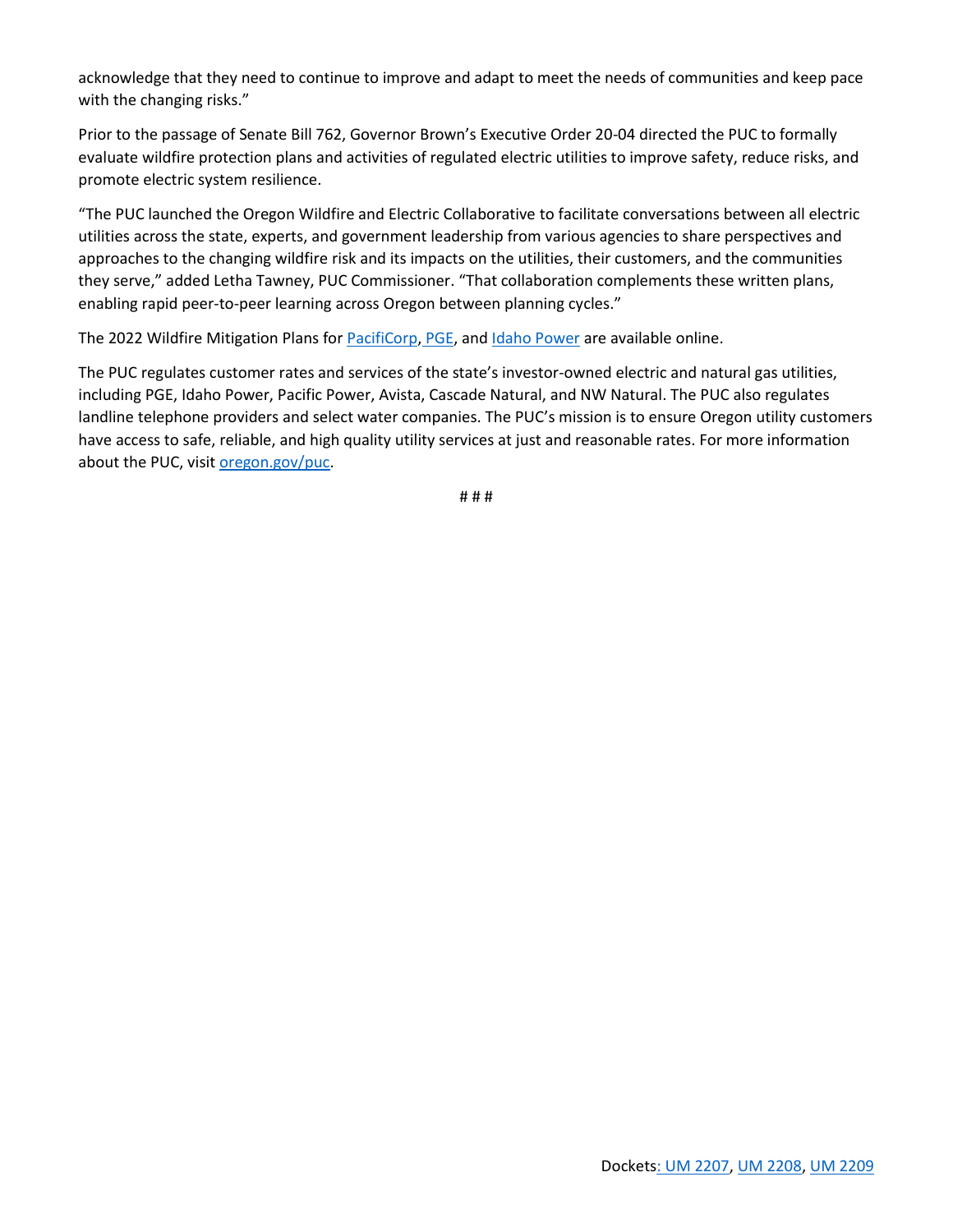acknowledge that they need to continue to improve and adapt to meet the needs of communities and keep pace with the changing risks."

Prior to the passage of Senate Bill 762, Governor Brown's Executive Order 20-04 directed the PUC to formally evaluate wildfire protection plans and activities of regulated electric utilities to improve safety, reduce risks, and promote electric system resilience.

"The PUC launched the Oregon Wildfire and Electric Collaborative to facilitate conversations between all electric utilities across the state, experts, and government leadership from various agencies to share perspectives and approaches to the changing wildfire risk and its impacts on the utilities, their customers, and the communities they serve," added Letha Tawney, PUC Commissioner. "That collaboration complements these written plans, enabling rapid peer-to-peer learning across Oregon between planning cycles."

The 2022 Wildfire Mitigation Plans for PacifiCorp, PGE, and Idaho Power are available online.

The PUC regulates customer rates and services of the state's investor-owned electric and natural gas utilities, including PGE, Idaho Power, Pacific Power, Avista, Cascade Natural, and NW Natural. The PUC also regulates landline telephone providers and select water companies. The PUC's mission is to ensure Oregon utility customers have access to safe, reliable, and high quality utility services at just and reasonable rates. For more information about the PUC, visit oregon.gov/puc.

# # #

Dockets: UM 2207, UM 2208, UM 2209